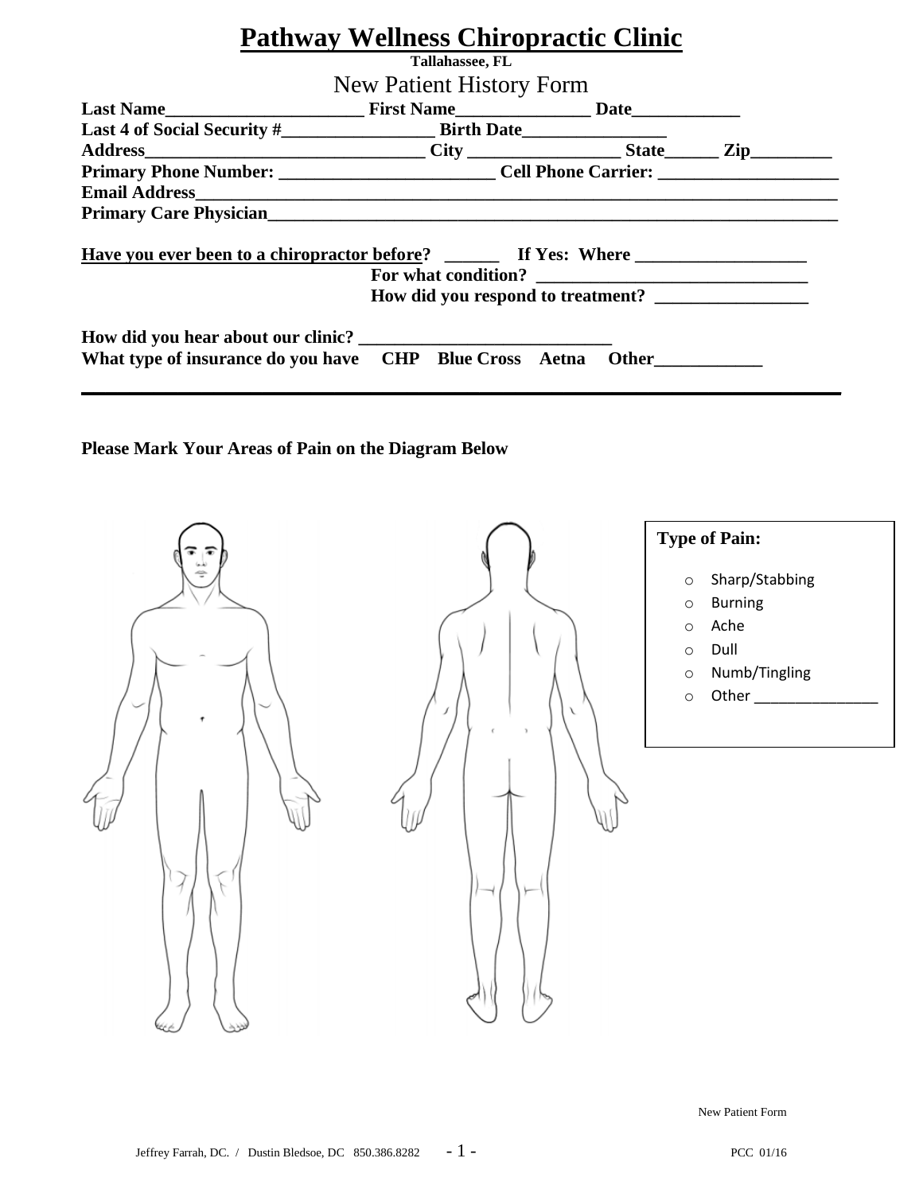# Pathway Wellness Chiropractic Clinic

**Tallahassee, FL**

## New Patient History Form

**Last Name**______________________ **First Name**_______________ **Date**____________

**Last 4 of Social Security #**_________________ **Birth Date**________________

**Address**________________________________ **City** _________________ **State**______ **Zip**_________

**Primary Phone Number:** ________________________ **Cell Phone Carrier:** ____________________

**Email Address**_______________________________________________________________________

**Primary Care Physician**_________________________________________________________________

**Have you ever been to a chiropractor before?** ______ **If Yes: Where** ___________________

**For what condition?** ______________________________

**How did you respond to treatment?** _________________

**How did you hear about our clinic?** ____________________________

**What type of insurance do you have CHP Blue Cross Aetna Other**____________

---

**Please Mark Your Areas of Pain on the Diagram Below**

**Type of Pain:**

- Sharp/Stabbing
- Burning
- Ache
- Dull
- Numb/Tingling
- Other ________________

New Patient Form

Jeffrey Farrah, DC. / Dustin Bledsoe, DC 850.386.8282

PCC 01/16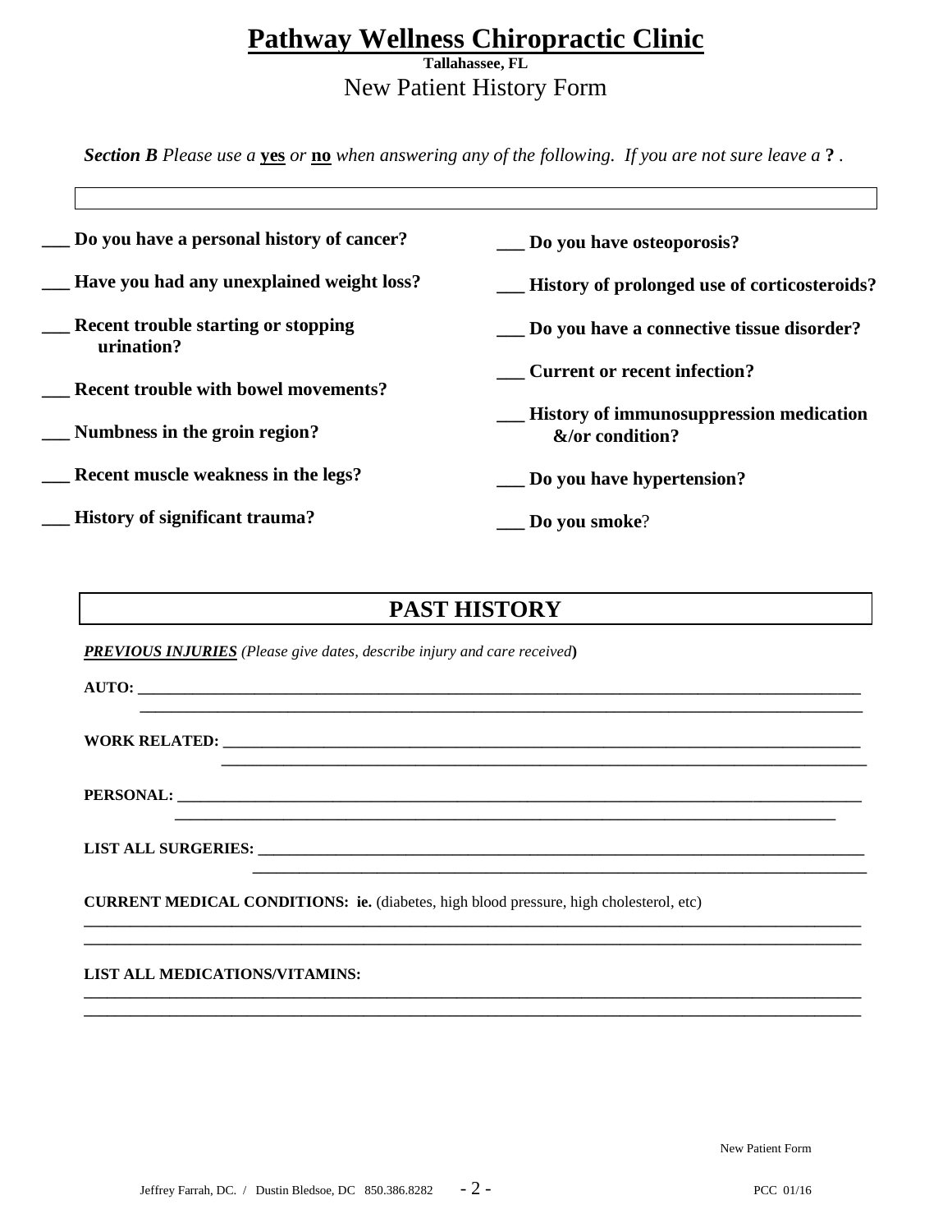# Pathway Wellness Chiropractic Clinic

**Tallahassee, FL**

New Patient History Form

***Section B*** *Please use a* **yes** *or* **no** *when answering any of the following. If you are not sure leave a* **?** .

**___ Do you have a personal history of cancer?**

**___ Have you had any unexplained weight loss?**

**___ Recent trouble starting or stopping urination?**

**___ Recent trouble with bowel movements?**

**___ Numbness in the groin region?**

**___ Recent muscle weakness in the legs?**

**___ History of significant trauma?**

**___ Do you have osteoporosis?**

**___ History of prolonged use of corticosteroids?**

**___ Do you have a connective tissue disorder?**

**___ Current or recent infection?**

**___ History of immunosuppression medication &/or condition?**

**___ Do you have hypertension?**

**___ Do you smoke**?

## PAST HISTORY

***PREVIOUS INJURIES*** *(Please give dates, describe injury and care received)*

**AUTO:** ______________________________________________________________________________
______________________________________________________________________________

**WORK RELATED:** ______________________________________________________________________
______________________________________________________________________

**PERSONAL:** __________________________________________________________________________
__________________________________________________________________________

**LIST ALL SURGERIES:** _________________________________________________________________
_________________________________________________________________

**CURRENT MEDICAL CONDITIONS: ie.** (diabetes, high blood pressure, high cholesterol, etc)
______________________________________________________________________________________
______________________________________________________________________________________

**LIST ALL MEDICATIONS/VITAMINS:**
______________________________________________________________________________________
______________________________________________________________________________________

New Patient Form

Jeffrey Farrah, DC. / Dustin Bledsoe, DC 850.386.8282

PCC 01/16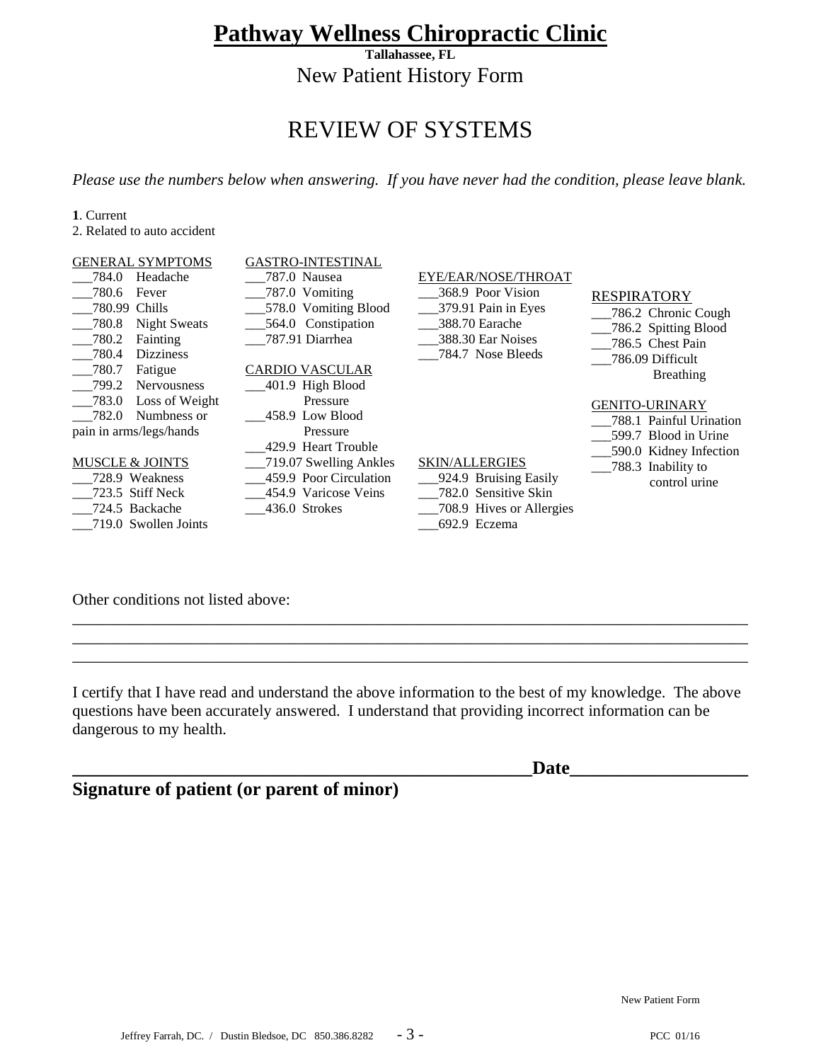# Pathway Wellness Chiropractic Clinic

**Tallahassee, FL**

New Patient History Form

## REVIEW OF SYSTEMS

*Please use the numbers below when answering. If you have never had the condition, please leave blank.*

**1**. Current
2. Related to auto accident

GENERAL SYMPTOMS
___784.0 Headache
___780.6 Fever
___780.99 Chills
___780.8 Night Sweats
___780.2 Fainting
___780.4 Dizziness
___780.7 Fatigue
___799.2 Nervousness
___783.0 Loss of Weight
___782.0 Numbness or pain in arms/legs/hands

MUSCLE & JOINTS
___728.9 Weakness
___723.5 Stiff Neck
___724.5 Backache
___719.0 Swollen Joints

GASTRO-INTESTINAL
___787.0 Nausea
___787.0 Vomiting
___578.0 Vomiting Blood
___564.0 Constipation
___787.91 Diarrhea

CARDIO VASCULAR
___401.9 High Blood Pressure
___458.9 Low Blood Pressure
___429.9 Heart Trouble
___719.07 Swelling Ankles
___459.9 Poor Circulation
___454.9 Varicose Veins
___436.0 Strokes

EYE/EAR/NOSE/THROAT
___368.9 Poor Vision
___379.91 Pain in Eyes
___388.70 Earache
___388.30 Ear Noises
___784.7 Nose Bleeds

SKIN/ALLERGIES
___924.9 Bruising Easily
___782.0 Sensitive Skin
___708.9 Hives or Allergies
___692.9 Eczema

RESPIRATORY
___786.2 Chronic Cough
___786.2 Spitting Blood
___786.5 Chest Pain
___786.09 Difficult Breathing

GENITO-URINARY
___788.1 Painful Urination
___599.7 Blood in Urine
___590.0 Kidney Infection
___788.3 Inability to control urine

Other conditions not listed above:
______________________________________________________________________________
______________________________________________________________________________
______________________________________________________________________________

I certify that I have read and understand the above information to the best of my knowledge. The above questions have been accurately answered. I understand that providing incorrect information can be dangerous to my health.

**_____________________________________________Date__________________**

**Signature of patient (or parent of minor)**

New Patient Form

Jeffrey Farrah, DC. / Dustin Bledsoe, DC 850.386.8282

PCC 01/16